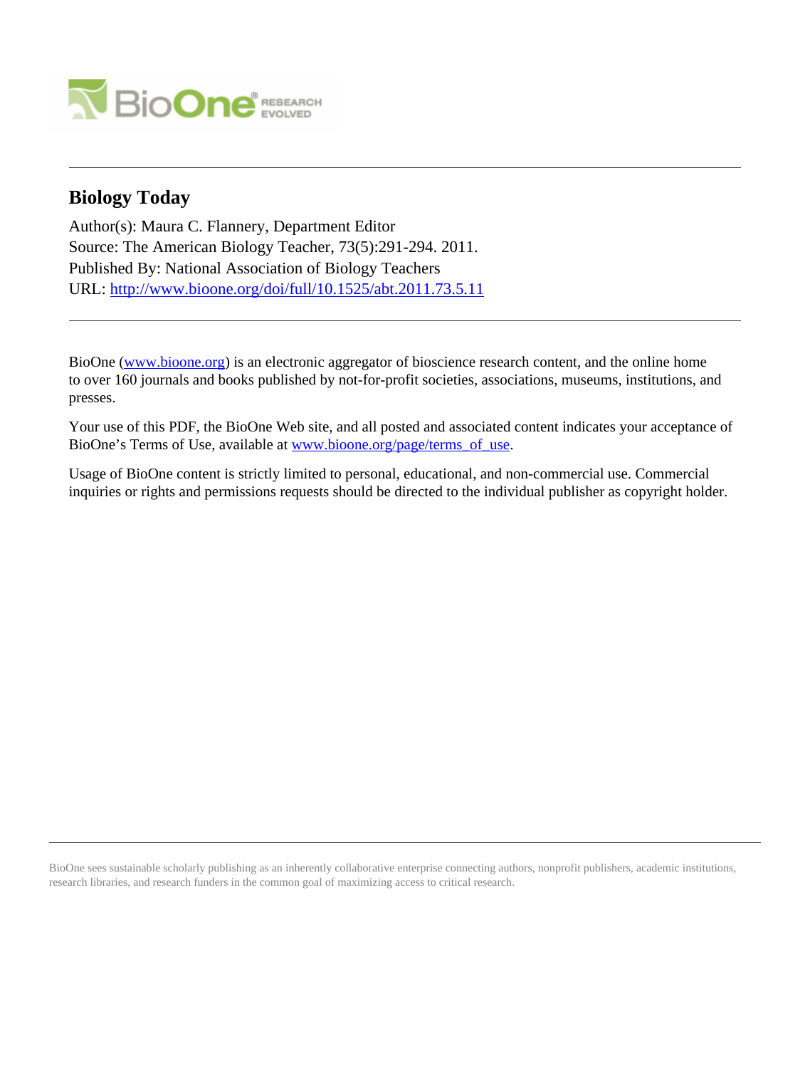# Biology Today

Author(s): Maura C. Flannery, Department Editor
Source: The American Biology Teacher, 73(5):291-294. 2011.
Published By: National Association of Biology Teachers
URL: http://www.bioone.org/doi/full/10.1525/abt.2011.73.5.11

BioOne (www.bioone.org) is an electronic aggregator of bioscience research content, and the online home to over 160 journals and books published by not-for-profit societies, associations, museums, institutions, and presses.

Your use of this PDF, the BioOne Web site, and all posted and associated content indicates your acceptance of BioOne's Terms of Use, available at www.bioone.org/page/terms_of_use.

Usage of BioOne content is strictly limited to personal, educational, and non-commercial use. Commercial inquiries or rights and permissions requests should be directed to the individual publisher as copyright holder.

BioOne sees sustainable scholarly publishing as an inherently collaborative enterprise connecting authors, nonprofit publishers, academic institutions, research libraries, and research funders in the common goal of maximizing access to critical research.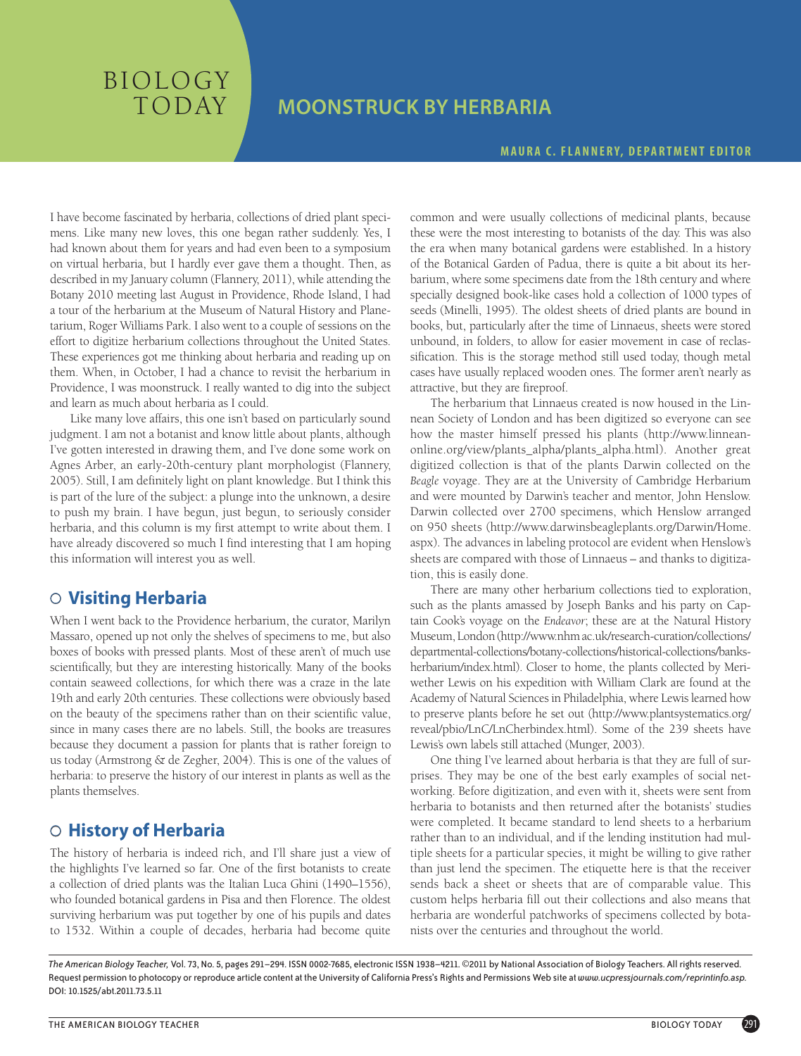# BIOLOGY TODAY

## MOONSTRUCK BY HERBARIA

**MAURA C. FLANNERY, DEPARTMENT EDITOR**

I have become fascinated by herbaria, collections of dried plant specimens. Like many new loves, this one began rather suddenly. Yes, I had known about them for years and had even been to a symposium on virtual herbaria, but I hardly ever gave them a thought. Then, as described in my January column (Flannery, 2011), while attending the Botany 2010 meeting last August in Providence, Rhode Island, I had a tour of the herbarium at the Museum of Natural History and Planetarium, Roger Williams Park. I also went to a couple of sessions on the effort to digitize herbarium collections throughout the United States. These experiences got me thinking about herbaria and reading up on them. When, in October, I had a chance to revisit the herbarium in Providence, I was moonstruck. I really wanted to dig into the subject and learn as much about herbaria as I could.

Like many love affairs, this one isn't based on particularly sound judgment. I am not a botanist and know little about plants, although I've gotten interested in drawing them, and I've done some work on Agnes Arber, an early-20th-century plant morphologist (Flannery, 2005). Still, I am definitely light on plant knowledge. But I think this is part of the lure of the subject: a plunge into the unknown, a desire to push my brain. I have begun, just begun, to seriously consider herbaria, and this column is my first attempt to write about them. I have already discovered so much I find interesting that I am hoping this information will interest you as well.

### ○ Visiting Herbaria

When I went back to the Providence herbarium, the curator, Marilyn Massaro, opened up not only the shelves of specimens to me, but also boxes of books with pressed plants. Most of these aren't of much use scientifically, but they are interesting historically. Many of the books contain seaweed collections, for which there was a craze in the late 19th and early 20th centuries. These collections were obviously based on the beauty of the specimens rather than on their scientific value, since in many cases there are no labels. Still, the books are treasures because they document a passion for plants that is rather foreign to us today (Armstrong & de Zegher, 2004). This is one of the values of herbaria: to preserve the history of our interest in plants as well as the plants themselves.

### ○ History of Herbaria

The history of herbaria is indeed rich, and I'll share just a view of the highlights I've learned so far. One of the first botanists to create a collection of dried plants was the Italian Luca Ghini (1490–1556), who founded botanical gardens in Pisa and then Florence. The oldest surviving herbarium was put together by one of his pupils and dates to 1532. Within a couple of decades, herbaria had become quite common and were usually collections of medicinal plants, because these were the most interesting to botanists of the day. This was also the era when many botanical gardens were established. In a history of the Botanical Garden of Padua, there is quite a bit about its herbarium, where some specimens date from the 18th century and where specially designed book-like cases hold a collection of 1000 types of seeds (Minelli, 1995). The oldest sheets of dried plants are bound in books, but, particularly after the time of Linnaeus, sheets were stored unbound, in folders, to allow for easier movement in case of reclassification. This is the storage method still used today, though metal cases have usually replaced wooden ones. The former aren't nearly as attractive, but they are fireproof.

The herbarium that Linnaeus created is now housed in the Linnean Society of London and has been digitized so everyone can see how the master himself pressed his plants (http://www.linnean-online.org/view/plants_alpha/plants_alpha.html). Another great digitized collection is that of the plants Darwin collected on the *Beagle* voyage. They are at the University of Cambridge Herbarium and were mounted by Darwin's teacher and mentor, John Henslow. Darwin collected over 2700 specimens, which Henslow arranged on 950 sheets (http://www.darwinsbeagleplants.org/Darwin/Home.aspx). The advances in labeling protocol are evident when Henslow's sheets are compared with those of Linnaeus – and thanks to digitization, this is easily done.

There are many other herbarium collections tied to exploration, such as the plants amassed by Joseph Banks and his party on Captain Cook's voyage on the *Endeavor*; these are at the Natural History Museum, London (http://www.nhm.ac.uk/research-curation/collections/departmental-collections/botany-collections/historical-collections/banks-herbarium/index.html). Closer to home, the plants collected by Meriwether Lewis on his expedition with William Clark are found at the Academy of Natural Sciences in Philadelphia, where Lewis learned how to preserve plants before he set out (http://www.plantsystematics.org/reveal/pbio/LnC/LnCherbindex.html). Some of the 239 sheets have Lewis's own labels still attached (Munger, 2003).

One thing I've learned about herbaria is that they are full of surprises. They may be one of the best early examples of social networking. Before digitization, and even with it, sheets were sent from herbaria to botanists and then returned after the botanists' studies were completed. It became standard to lend sheets to a herbarium rather than to an individual, and if the lending institution had multiple sheets for a particular species, it might be willing to give rather than just lend the specimen. The etiquette here is that the receiver sends back a sheet or sheets that are of comparable value. This custom helps herbaria fill out their collections and also means that herbaria are wonderful patchworks of specimens collected by botanists over the centuries and throughout the world.

*The American Biology Teacher*, Vol. 73, No. 5, pages 291–294. ISSN 0002-7685, electronic ISSN 1938–4211. ©2011 by National Association of Biology Teachers. All rights reserved. Request permission to photocopy or reproduce article content at the University of California Press's Rights and Permissions Web site at *www.ucpressjournals.com/reprintinfo.asp*. DOI: 10.1525/abt.2011.73.5.11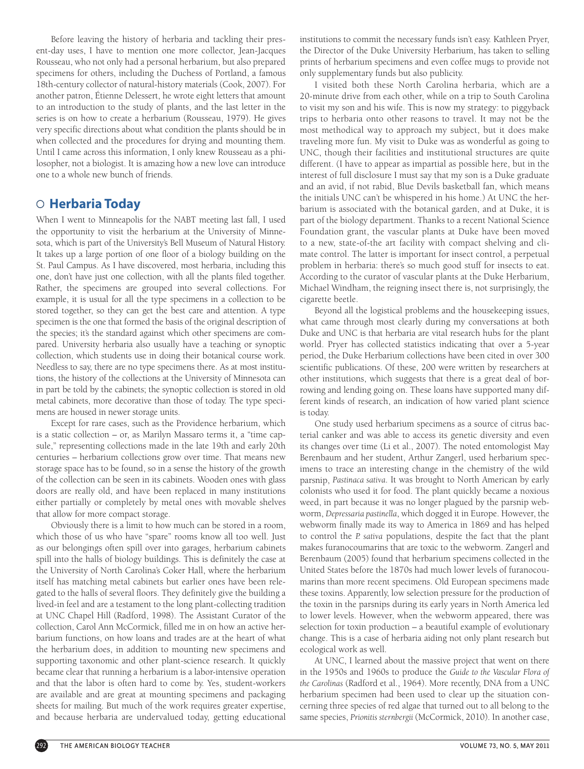Before leaving the history of herbaria and tackling their present-day uses, I have to mention one more collector, Jean-Jacques Rousseau, who not only had a personal herbarium, but also prepared specimens for others, including the Duchess of Portland, a famous 18th-century collector of natural-history materials (Cook, 2007). For another patron, Étienne Delessert, he wrote eight letters that amount to an introduction to the study of plants, and the last letter in the series is on how to create a herbarium (Rousseau, 1979). He gives very specific directions about what condition the plants should be in when collected and the procedures for drying and mounting them. Until I came across this information, I only knew Rousseau as a philosopher, not a biologist. It is amazing how a new love can introduce one to a whole new bunch of friends.

## Herbaria Today

When I went to Minneapolis for the NABT meeting last fall, I used the opportunity to visit the herbarium at the University of Minnesota, which is part of the University's Bell Museum of Natural History. It takes up a large portion of one floor of a biology building on the St. Paul Campus. As I have discovered, most herbaria, including this one, don't have just one collection, with all the plants filed together. Rather, the specimens are grouped into several collections. For example, it is usual for all the type specimens in a collection to be stored together, so they can get the best care and attention. A type specimen is the one that formed the basis of the original description of the species; it's the standard against which other specimens are compared. University herbaria also usually have a teaching or synoptic collection, which students use in doing their botanical course work. Needless to say, there are no type specimens there. As at most institutions, the history of the collections at the University of Minnesota can in part be told by the cabinets; the synoptic collection is stored in old metal cabinets, more decorative than those of today. The type specimens are housed in newer storage units.

Except for rare cases, such as the Providence herbarium, which is a static collection – or, as Marilyn Massaro terms it, a "time capsule," representing collections made in the late 19th and early 20th centuries – herbarium collections grow over time. That means new storage space has to be found, so in a sense the history of the growth of the collection can be seen in its cabinets. Wooden ones with glass doors are really old, and have been replaced in many institutions either partially or completely by metal ones with movable shelves that allow for more compact storage.

Obviously there is a limit to how much can be stored in a room, which those of us who have "spare" rooms know all too well. Just as our belongings often spill over into garages, herbarium cabinets spill into the halls of biology buildings. This is definitely the case at the University of North Carolina's Coker Hall, where the herbarium itself has matching metal cabinets but earlier ones have been relegated to the halls of several floors. They definitely give the building a lived-in feel and are a testament to the long plant-collecting tradition at UNC Chapel Hill (Radford, 1998). The Assistant Curator of the collection, Carol Ann McCormick, filled me in on how an active herbarium functions, on how loans and trades are at the heart of what the herbarium does, in addition to mounting new specimens and supporting taxonomic and other plant-science research. It quickly became clear that running a herbarium is a labor-intensive operation and that the labor is often hard to come by. Yes, student-workers are available and are great at mounting specimens and packaging sheets for mailing. But much of the work requires greater expertise, and because herbaria are undervalued today, getting educational institutions to commit the necessary funds isn't easy. Kathleen Pryer, the Director of the Duke University Herbarium, has taken to selling prints of herbarium specimens and even coffee mugs to provide not only supplementary funds but also publicity.

I visited both these North Carolina herbaria, which are a 20-minute drive from each other, while on a trip to South Carolina to visit my son and his wife. This is now my strategy: to piggyback trips to herbaria onto other reasons to travel. It may not be the most methodical way to approach my subject, but it does make traveling more fun. My visit to Duke was as wonderful as going to UNC, though their facilities and institutional structures are quite different. (I have to appear as impartial as possible here, but in the interest of full disclosure I must say that my son is a Duke graduate and an avid, if not rabid, Blue Devils basketball fan, which means the initials UNC can't be whispered in his home.) At UNC the herbarium is associated with the botanical garden, and at Duke, it is part of the biology department. Thanks to a recent National Science Foundation grant, the vascular plants at Duke have been moved to a new, state-of-the art facility with compact shelving and climate control. The latter is important for insect control, a perpetual problem in herbaria: there's so much good stuff for insects to eat. According to the curator of vascular plants at the Duke Herbarium, Michael Windham, the reigning insect there is, not surprisingly, the cigarette beetle.

Beyond all the logistical problems and the housekeeping issues, what came through most clearly during my conversations at both Duke and UNC is that herbaria are vital research hubs for the plant world. Pryer has collected statistics indicating that over a 5-year period, the Duke Herbarium collections have been cited in over 300 scientific publications. Of these, 200 were written by researchers at other institutions, which suggests that there is a great deal of borrowing and lending going on. These loans have supported many different kinds of research, an indication of how varied plant science is today.

One study used herbarium specimens as a source of citrus bacterial canker and was able to access its genetic diversity and even its changes over time (Li et al., 2007). The noted entomologist May Berenbaum and her student, Arthur Zangerl, used herbarium specimens to trace an interesting change in the chemistry of the wild parsnip, *Pastinaca sativa*. It was brought to North American by early colonists who used it for food. The plant quickly became a noxious weed, in part because it was no longer plagued by the parsnip webworm, *Depressaria pastinella*, which dogged it in Europe. However, the webworm finally made its way to America in 1869 and has helped to control the *P. sativa* populations, despite the fact that the plant makes furanocoumarins that are toxic to the webworm. Zangerl and Berenbaum (2005) found that herbarium specimens collected in the United States before the 1870s had much lower levels of furanocoumarins than more recent specimens. Old European specimens made these toxins. Apparently, low selection pressure for the production of the toxin in the parsnips during its early years in North America led to lower levels. However, when the webworm appeared, there was selection for toxin production – a beautiful example of evolutionary change. This is a case of herbaria aiding not only plant research but ecological work as well.

At UNC, I learned about the massive project that went on there in the 1950s and 1960s to produce the *Guide to the Vascular Flora of the Carolinas* (Radford et al., 1964). More recently, DNA from a UNC herbarium specimen had been used to clear up the situation concerning three species of red algae that turned out to all belong to the same species, *Prionitis sternbergii* (McCormick, 2010). In another case,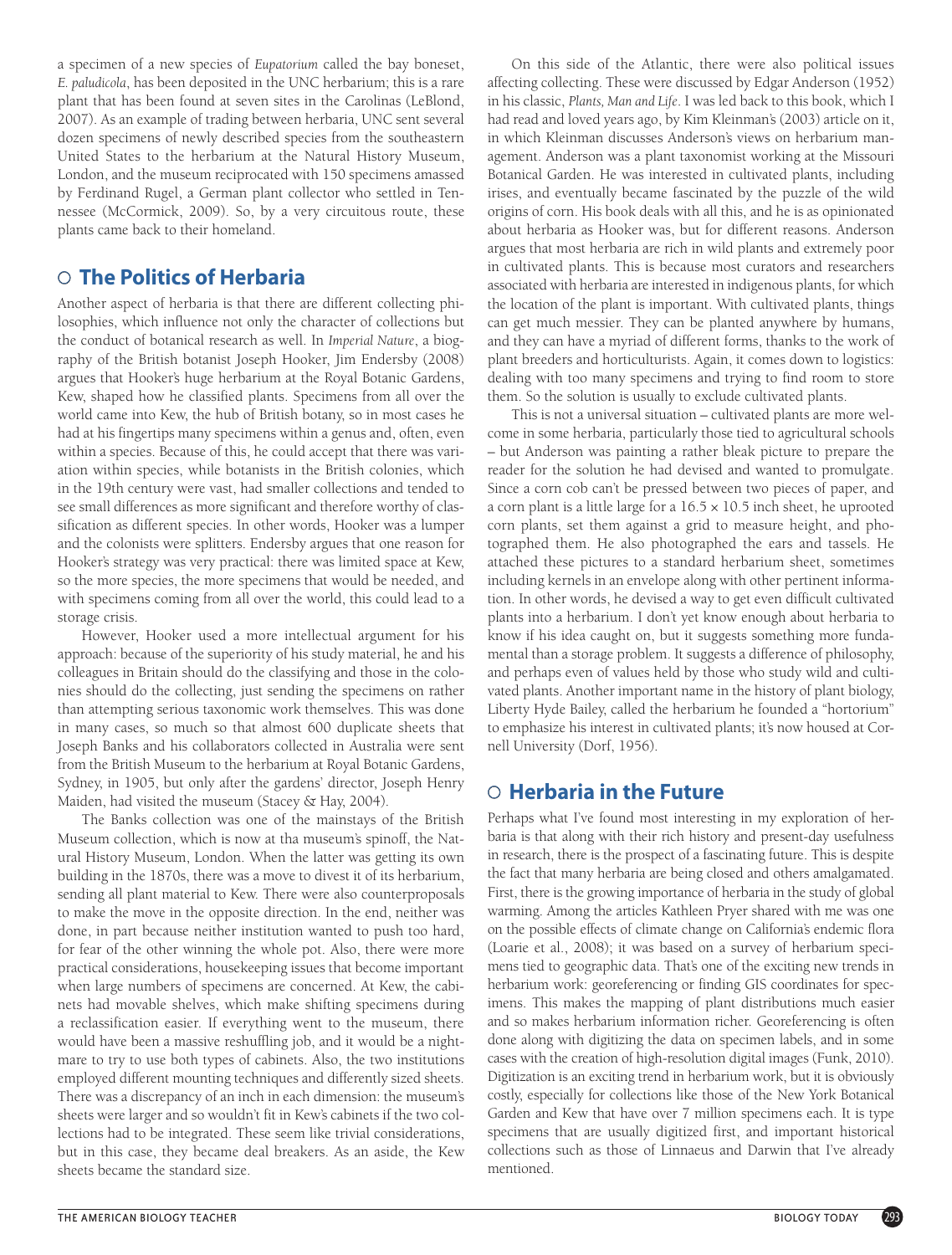a specimen of a new species of *Eupatorium* called the bay boneset, *E. paludicola*, has been deposited in the UNC herbarium; this is a rare plant that has been found at seven sites in the Carolinas (LeBlond, 2007). As an example of trading between herbaria, UNC sent several dozen specimens of newly described species from the southeastern United States to the herbarium at the Natural History Museum, London, and the museum reciprocated with 150 specimens amassed by Ferdinand Rugel, a German plant collector who settled in Tennessee (McCormick, 2009). So, by a very circuitous route, these plants came back to their homeland.

## ○ The Politics of Herbaria

Another aspect of herbaria is that there are different collecting philosophies, which influence not only the character of collections but the conduct of botanical research as well. In *Imperial Nature*, a biography of the British botanist Joseph Hooker, Jim Endersby (2008) argues that Hooker's huge herbarium at the Royal Botanic Gardens, Kew, shaped how he classified plants. Specimens from all over the world came into Kew, the hub of British botany, so in most cases he had at his fingertips many specimens within a genus and, often, even within a species. Because of this, he could accept that there was variation within species, while botanists in the British colonies, which in the 19th century were vast, had smaller collections and tended to see small differences as more significant and therefore worthy of classification as different species. In other words, Hooker was a lumper and the colonists were splitters. Endersby argues that one reason for Hooker's strategy was very practical: there was limited space at Kew, so the more species, the more specimens that would be needed, and with specimens coming from all over the world, this could lead to a storage crisis.

However, Hooker used a more intellectual argument for his approach: because of the superiority of his study material, he and his colleagues in Britain should do the classifying and those in the colonies should do the collecting, just sending the specimens on rather than attempting serious taxonomic work themselves. This was done in many cases, so much so that almost 600 duplicate sheets that Joseph Banks and his collaborators collected in Australia were sent from the British Museum to the herbarium at Royal Botanic Gardens, Sydney, in 1905, but only after the gardens' director, Joseph Henry Maiden, had visited the museum (Stacey & Hay, 2004).

The Banks collection was one of the mainstays of the British Museum collection, which is now at tha museum's spinoff, the Natural History Museum, London. When the latter was getting its own building in the 1870s, there was a move to divest it of its herbarium, sending all plant material to Kew. There were also counterproposals to make the move in the opposite direction. In the end, neither was done, in part because neither institution wanted to push too hard, for fear of the other winning the whole pot. Also, there were more practical considerations, housekeeping issues that become important when large numbers of specimens are concerned. At Kew, the cabinets had movable shelves, which make shifting specimens during a reclassification easier. If everything went to the museum, there would have been a massive reshuffling job, and it would be a nightmare to try to use both types of cabinets. Also, the two institutions employed different mounting techniques and differently sized sheets. There was a discrepancy of an inch in each dimension: the museum's sheets were larger and so wouldn't fit in Kew's cabinets if the two collections had to be integrated. These seem like trivial considerations, but in this case, they became deal breakers. As an aside, the Kew sheets became the standard size.

On this side of the Atlantic, there were also political issues affecting collecting. These were discussed by Edgar Anderson (1952) in his classic, *Plants, Man and Life*. I was led back to this book, which I had read and loved years ago, by Kim Kleinman's (2003) article on it, in which Kleinman discusses Anderson's views on herbarium management. Anderson was a plant taxonomist working at the Missouri Botanical Garden. He was interested in cultivated plants, including irises, and eventually became fascinated by the puzzle of the wild origins of corn. His book deals with all this, and he is as opinionated about herbaria as Hooker was, but for different reasons. Anderson argues that most herbaria are rich in wild plants and extremely poor in cultivated plants. This is because most curators and researchers associated with herbaria are interested in indigenous plants, for which the location of the plant is important. With cultivated plants, things can get much messier. They can be planted anywhere by humans, and they can have a myriad of different forms, thanks to the work of plant breeders and horticulturists. Again, it comes down to logistics: dealing with too many specimens and trying to find room to store them. So the solution is usually to exclude cultivated plants.

This is not a universal situation – cultivated plants are more welcome in some herbaria, particularly those tied to agricultural schools – but Anderson was painting a rather bleak picture to prepare the reader for the solution he had devised and wanted to promulgate. Since a corn cob can't be pressed between two pieces of paper, and a corn plant is a little large for a 16.5 × 10.5 inch sheet, he uprooted corn plants, set them against a grid to measure height, and photographed them. He also photographed the ears and tassels. He attached these pictures to a standard herbarium sheet, sometimes including kernels in an envelope along with other pertinent information. In other words, he devised a way to get even difficult cultivated plants into a herbarium. I don't yet know enough about herbaria to know if his idea caught on, but it suggests something more fundamental than a storage problem. It suggests a difference of philosophy, and perhaps even of values held by those who study wild and cultivated plants. Another important name in the history of plant biology, Liberty Hyde Bailey, called the herbarium he founded a "hortorium" to emphasize his interest in cultivated plants; it's now housed at Cornell University (Dorf, 1956).

## ○ Herbaria in the Future

Perhaps what I've found most interesting in my exploration of herbaria is that along with their rich history and present-day usefulness in research, there is the prospect of a fascinating future. This is despite the fact that many herbaria are being closed and others amalgamated. First, there is the growing importance of herbaria in the study of global warming. Among the articles Kathleen Pryer shared with me was one on the possible effects of climate change on California's endemic flora (Loarie et al., 2008); it was based on a survey of herbarium specimens tied to geographic data. That's one of the exciting new trends in herbarium work: georeferencing or finding GIS coordinates for specimens. This makes the mapping of plant distributions much easier and so makes herbarium information richer. Georeferencing is often done along with digitizing the data on specimen labels, and in some cases with the creation of high-resolution digital images (Funk, 2010). Digitization is an exciting trend in herbarium work, but it is obviously costly, especially for collections like those of the New York Botanical Garden and Kew that have over 7 million specimens each. It is type specimens that are usually digitized first, and important historical collections such as those of Linnaeus and Darwin that I've already mentioned.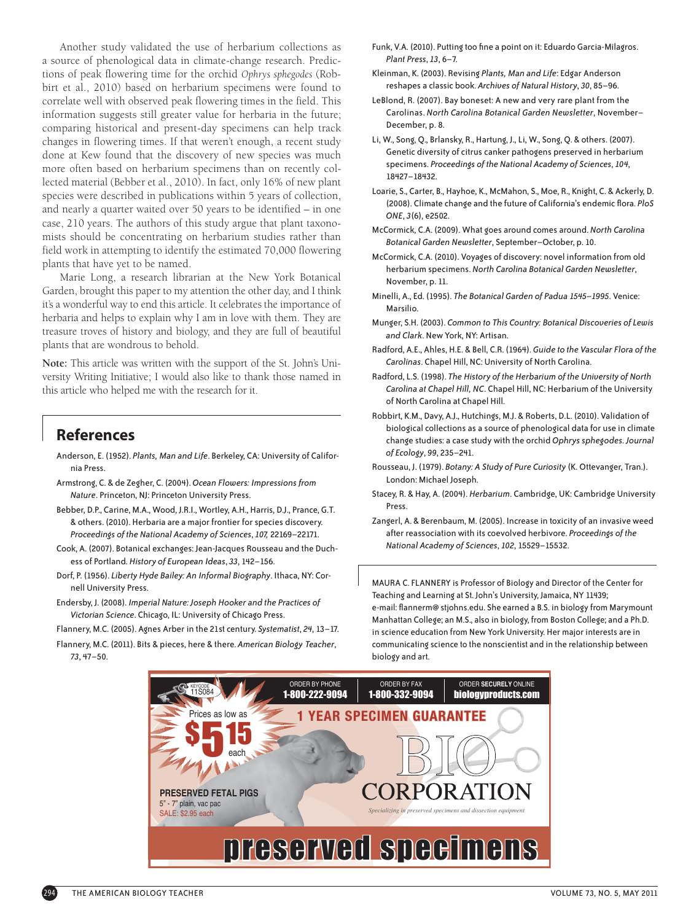Another study validated the use of herbarium collections as a source of phenological data in climate-change research. Predictions of peak flowering time for the orchid *Ophrys sphegodes* (Robbirt et al., 2010) based on herbarium specimens were found to correlate well with observed peak flowering times in the field. This information suggests still greater value for herbaria in the future; comparing historical and present-day specimens can help track changes in flowering times. If that weren't enough, a recent study done at Kew found that the discovery of new species was much more often based on herbarium specimens than on recently collected material (Bebber et al., 2010). In fact, only 16% of new plant species were described in publications within 5 years of collection, and nearly a quarter waited over 50 years to be identified – in one case, 210 years. The authors of this study argue that plant taxonomists should be concentrating on herbarium studies rather than field work in attempting to identify the estimated 70,000 flowering plants that have yet to be named.

Marie Long, a research librarian at the New York Botanical Garden, brought this paper to my attention the other day, and I think it's a wonderful way to end this article. It celebrates the importance of herbaria and helps to explain why I am in love with them. They are treasure troves of history and biology, and they are full of beautiful plants that are wondrous to behold.

**Note:** This article was written with the support of the St. John's University Writing Initiative; I would also like to thank those named in this article who helped me with the research for it.

## References

Anderson, E. (1952). *Plants, Man and Life*. Berkeley, CA: University of California Press.

Armstrong, C. & de Zegher, C. (2004). *Ocean Flowers: Impressions from Nature*. Princeton, NJ: Princeton University Press.

Bebber, D.P., Carine, M.A., Wood, J.R.I., Wortley, A.H., Harris, D.J., Prance, G.T. & others. (2010). Herbaria are a major frontier for species discovery. *Proceedings of the National Academy of Sciences*, *107*, 22169–22171.

Cook, A. (2007). Botanical exchanges: Jean-Jacques Rousseau and the Duchess of Portland. *History of European Ideas*, *33*, 142–156.

Dorf, P. (1956). *Liberty Hyde Bailey: An Informal Biography*. Ithaca, NY: Cornell University Press.

Endersby, J. (2008). *Imperial Nature: Joseph Hooker and the Practices of Victorian Science*. Chicago, IL: University of Chicago Press.

Flannery, M.C. (2005). Agnes Arber in the 21st century. *Systematist*, *24*, 13–17.

Flannery, M.C. (2011). Bits & pieces, here & there. *American Biology Teacher*, *73*, 47–50.

Funk, V.A. (2010). Putting too fine a point on it: Eduardo Garcia-Milagros. *Plant Press*, *13*, 6–7.

Kleinman, K. (2003). Revising *Plants, Man and Life*: Edgar Anderson reshapes a classic book. *Archives of Natural History*, *30*, 85–96.

LeBlond, R. (2007). Bay boneset: A new and very rare plant from the Carolinas. *North Carolina Botanical Garden Newsletter*, November–December, p. 8.

Li, W., Song, Q., Brlansky, R., Hartung, J., Li, W., Song, Q. & others. (2007). Genetic diversity of citrus canker pathogens preserved in herbarium specimens. *Proceedings of the National Academy of Sciences*, *104*, 18427–18432.

Loarie, S., Carter, B., Hayhoe, K., McMahon, S., Moe, R., Knight, C. & Ackerly, D. (2008). Climate change and the future of California's endemic flora. *PloS ONE*, *3*(6), e2502.

McCormick, C.A. (2009). What goes around comes around. *North Carolina Botanical Garden Newsletter*, September–October, p. 10.

McCormick, C.A. (2010). Voyages of discovery: novel information from old herbarium specimens. *North Carolina Botanical Garden Newsletter*, November, p. 11.

Minelli, A., Ed. (1995). *The Botanical Garden of Padua 1545–1995*. Venice: Marsilio.

Munger, S.H. (2003). *Common to This Country: Botanical Discoveries of Lewis and Clark*. New York, NY: Artisan.

Radford, A.E., Ahles, H.E. & Bell, C.R. (1964). *Guide to the Vascular Flora of the Carolinas*. Chapel Hill, NC: University of North Carolina.

Radford, L.S. (1998). *The History of the Herbarium of the University of North Carolina at Chapel Hill, NC*. Chapel Hill, NC: Herbarium of the University of North Carolina at Chapel Hill.

Robbirt, K.M., Davy, A.J., Hutchings, M.J. & Roberts, D.L. (2010). Validation of biological collections as a source of phenological data for use in climate change studies: a case study with the orchid *Ophrys sphegodes*. *Journal of Ecology*, *99*, 235–241.

Rousseau, J. (1979). *Botany: A Study of Pure Curiosity* (K. Ottevanger, Tran.). London: Michael Joseph.

Stacey, R. & Hay, A. (2004). *Herbarium*. Cambridge, UK: Cambridge University Press.

Zangerl, A. & Berenbaum, M. (2005). Increase in toxicity of an invasive weed after reassociation with its coevolved herbivore. *Proceedings of the National Academy of Sciences*, *102*, 15529–15532.

MAURA C. FLANNERY is Professor of Biology and Director of the Center for Teaching and Learning at St. John's University, Jamaica, NY 11439; e-mail: flannerm@ stjohns.edu. She earned a B.S. in biology from Marymount Manhattan College; an M.S., also in biology, from Boston College; and a Ph.D. in science education from New York University. Her major interests are in communicating science to the nonscientist and in the relationship between biology and art.

KEYCODE 11S084 | ORDER BY PHONE 1-800-222-9094 | ORDER BY FAX 1-800-332-9094 | ORDER SECURELY ONLINE biologyproducts.com

Prices as low as $5.15 each

1 YEAR SPECIMEN GUARANTEE

BIO CORPORATION

*Specializing in preserved specimens and dissection equipment*

PRESERVED FETAL PIGS
5" - 7" plain, vac pac
SALE: $2.95 each

preserved specimens